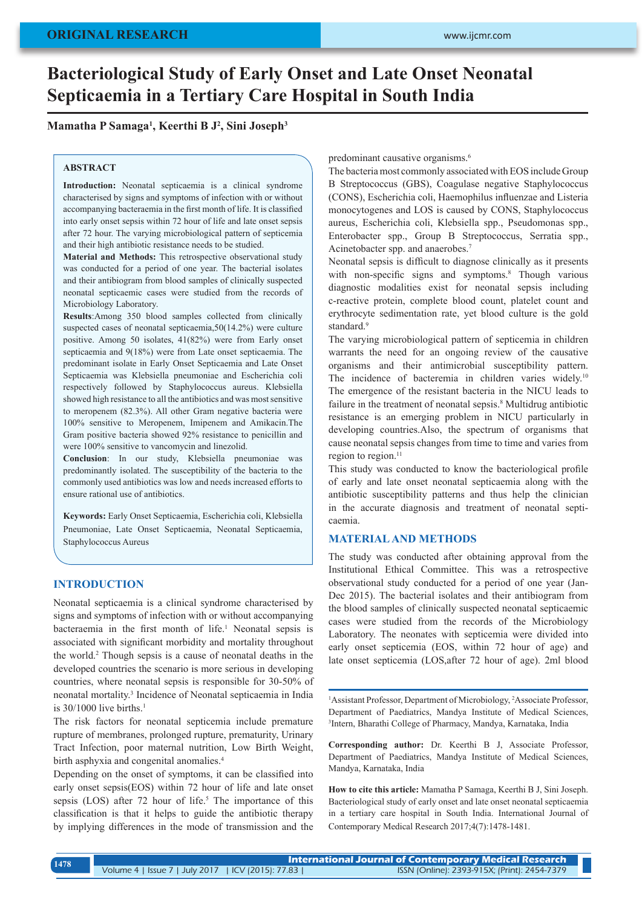# Bacteriological Study of Early Onset and Late Onset Neonatal Septicaemia in a Tertiary Care Hospital in South India

**Mamatha P Samaga[1], Keerthi B J[2], Sini Joseph[3]**

## ABSTRACT

**Introduction:** Neonatal septicaemia is a clinical syndrome characterised by signs and symptoms of infection with or without accompanying bacteraemia in the first month of life. It is classified into early onset sepsis within 72 hour of life and late onset sepsis after 72 hour. The varying microbiological pattern of septicemia and their high antibiotic resistance needs to be studied.

**Material and Methods:** This retrospective observational study was conducted for a period of one year. The bacterial isolates and their antibiogram from blood samples of clinically suspected neonatal septicaemic cases were studied from the records of Microbiology Laboratory.

**Results**:Among 350 blood samples collected from clinically suspected cases of neonatal septicaemia,50(14.2%) were culture positive. Among 50 isolates, 41(82%) were from Early onset septicaemia and 9(18%) were from Late onset septicaemia. The predominant isolate in Early Onset Septicaemia and Late Onset Septicaemia was Klebsiella pneumoniae and Escherichia coli respectively followed by Staphylococcus aureus. Klebsiella showed high resistance to all the antibiotics and was most sensitive to meropenem (82.3%). All other Gram negative bacteria were 100% sensitive to Meropenem, Imipenem and Amikacin.The Gram positive bacteria showed 92% resistance to penicillin and were 100% sensitive to vancomycin and linezolid.

**Conclusion**: In our study, Klebsiella pneumoniae was predominantly isolated. The susceptibility of the bacteria to the commonly used antibiotics was low and needs increased efforts to ensure rational use of antibiotics.

**Keywords:** Early Onset Septicaemia, Escherichia coli, Klebsiella Pneumoniae, Late Onset Septicaemia, Neonatal Septicaemia, Staphylococcus Aureus

## INTRODUCTION

Neonatal septicaemia is a clinical syndrome characterised by signs and symptoms of infection with or without accompanying bacteraemia in the first month of life.[1] Neonatal sepsis is associated with significant morbidity and mortality throughout the world.[2] Though sepsis is a cause of neonatal deaths in the developed countries the scenario is more serious in developing countries, where neonatal sepsis is responsible for 30-50% of neonatal mortality.[3] Incidence of Neonatal septicaemia in India is 30/1000 live births.[1]

The risk factors for neonatal septicemia include premature rupture of membranes, prolonged rupture, prematurity, Urinary Tract Infection, poor maternal nutrition, Low Birth Weight, birth asphyxia and congenital anomalies.[4]

Depending on the onset of symptoms, it can be classified into early onset sepsis(EOS) within 72 hour of life and late onset sepsis (LOS) after 72 hour of life.[5] The importance of this classification is that it helps to guide the antibiotic therapy by implying differences in the mode of transmission and the predominant causative organisms.[6]

The bacteria most commonly associated with EOS include Group B Streptococcus (GBS), Coagulase negative Staphylococcus (CONS), Escherichia coli, Haemophilus influenzae and Listeria monocytogenes and LOS is caused by CONS, Staphylococcus aureus, Escherichia coli, Klebsiella spp., Pseudomonas spp., Enterobacter spp., Group B Streptococcus, Serratia spp., Acinetobacter spp. and anaerobes.[7]

Neonatal sepsis is difficult to diagnose clinically as it presents with non-specific signs and symptoms.[8] Though various diagnostic modalities exist for neonatal sepsis including c-reactive protein, complete blood count, platelet count and erythrocyte sedimentation rate, yet blood culture is the gold standard.[9]

The varying microbiological pattern of septicemia in children warrants the need for an ongoing review of the causative organisms and their antimicrobial susceptibility pattern. The incidence of bacteremia in children varies widely.[10] The emergence of the resistant bacteria in the NICU leads to failure in the treatment of neonatal sepsis.[8] Multidrug antibiotic resistance is an emerging problem in NICU particularly in developing countries.Also, the spectrum of organisms that cause neonatal sepsis changes from time to time and varies from region to region.[11]

This study was conducted to know the bacteriological profile of early and late onset neonatal septicaemia along with the antibiotic susceptibility patterns and thus help the clinician in the accurate diagnosis and treatment of neonatal septicaemia.

## MATERIAL AND METHODS

The study was conducted after obtaining approval from the Institutional Ethical Committee. This was a retrospective observational study conducted for a period of one year (Jan-Dec 2015). The bacterial isolates and their antibiogram from the blood samples of clinically suspected neonatal septicaemic cases were studied from the records of the Microbiology Laboratory. The neonates with septicemia were divided into early onset septicemia (EOS, within 72 hour of age) and late onset septicemia (LOS,after 72 hour of age). 2ml blood

[1]Assistant Professor, Department of Microbiology, [2]Associate Professor, Department of Paediatrics, Mandya Institute of Medical Sciences, [3]Intern, Bharathi College of Pharmacy, Mandya, Karnataka, India

**Corresponding author:** Dr. Keerthi B J, Associate Professor, Department of Paediatrics, Mandya Institute of Medical Sciences, Mandya, Karnataka, India

**How to cite this article:** Mamatha P Samaga, Keerthi B J, Sini Joseph. Bacteriological study of early onset and late onset neonatal septicaemia in a tertiary care hospital in South India. International Journal of Contemporary Medical Research 2017;4(7):1478-1481.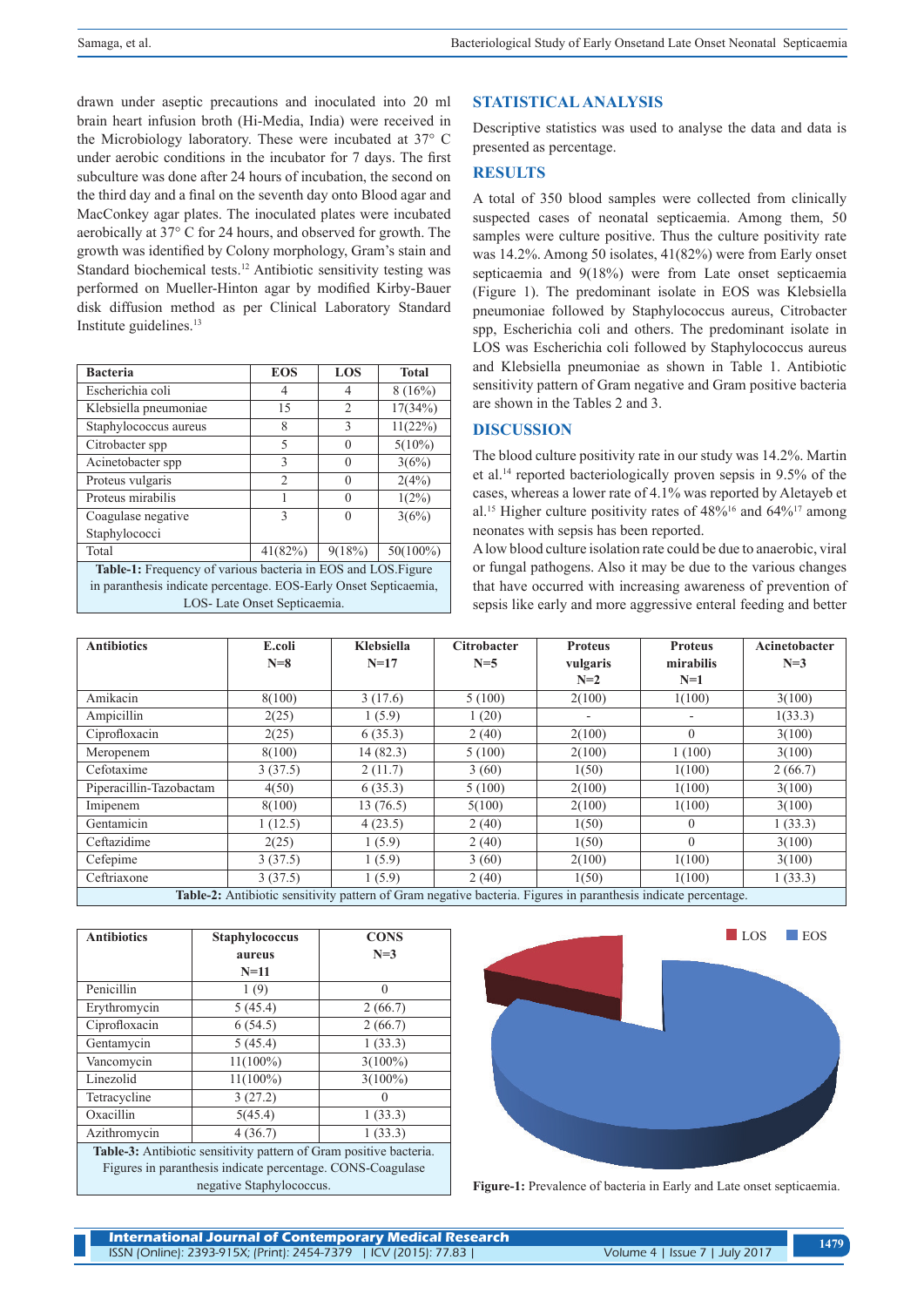drawn under aseptic precautions and inoculated into 20 ml brain heart infusion broth (Hi-Media, India) were received in the Microbiology laboratory. These were incubated at 37° C under aerobic conditions in the incubator for 7 days. The first subculture was done after 24 hours of incubation, the second on the third day and a final on the seventh day onto Blood agar and MacConkey agar plates. The inoculated plates were incubated aerobically at 37° C for 24 hours, and observed for growth. The growth was identified by Colony morphology, Gram's stain and Standard biochemical tests.[12] Antibiotic sensitivity testing was performed on Mueller-Hinton agar by modified Kirby-Bauer disk diffusion method as per Clinical Laboratory Standard Institute guidelines.[13]

| Bacteria | EOS | LOS | Total |
|---|---|---|---|
| Escherichia coli | 4 | 4 | 8 (16%) |
| Klebsiella pneumoniae | 15 | 2 | 17(34%) |
| Staphylococcus aureus | 8 | 3 | 11(22%) |
| Citrobacter spp | 5 | 0 | 5(10%) |
| Acinetobacter spp | 3 | 0 | 3(6%) |
| Proteus vulgaris | 2 | 0 | 2(4%) |
| Proteus mirabilis | 1 | 0 | 1(2%) |
| Coagulase negative Staphylococci | 3 | 0 | 3(6%) |
| Total | 41(82%) | 9(18%) | 50(100%) |

**Table-1:** Frequency of various bacteria in EOS and LOS.Figure in paranthesis indicate percentage. EOS-Early Onset Septicaemia, LOS- Late Onset Septicaemia.

## STATISTICAL ANALYSIS

Descriptive statistics was used to analyse the data and data is presented as percentage.

## RESULTS

A total of 350 blood samples were collected from clinically suspected cases of neonatal septicaemia. Among them, 50 samples were culture positive. Thus the culture positivity rate was 14.2%. Among 50 isolates, 41(82%) were from Early onset septicaemia and 9(18%) were from Late onset septicaemia (Figure 1). The predominant isolate in EOS was Klebsiella pneumoniae followed by Staphylococcus aureus, Citrobacter spp, Escherichia coli and others. The predominant isolate in LOS was Escherichia coli followed by Staphylococcus aureus and Klebsiella pneumoniae as shown in Table 1. Antibiotic sensitivity pattern of Gram negative and Gram positive bacteria are shown in the Tables 2 and 3.

## DISCUSSION

The blood culture positivity rate in our study was 14.2%. Martin et al.[14] reported bacteriologically proven sepsis in 9.5% of the cases, whereas a lower rate of 4.1% was reported by Aletayeb et al.[15] Higher culture positivity rates of 48%[16] and 64%[17] among neonates with sepsis has been reported.

A low blood culture isolation rate could be due to anaerobic, viral or fungal pathogens. Also it may be due to the various changes that have occurred with increasing awareness of prevention of sepsis like early and more aggressive enteral feeding and better

| Antibiotics | E.coli N=8 | Klebsiella N=17 | Citrobacter N=5 | Proteus vulgaris N=2 | Proteus mirabilis N=1 | Acinetobacter N=3 |
|---|---|---|---|---|---|---|
| Amikacin | 8(100) | 3 (17.6) | 5 (100) | 2(100) | 1(100) | 3(100) |
| Ampicillin | 2(25) | 1 (5.9) | 1 (20) | - | - | 1(33.3) |
| Ciprofloxacin | 2(25) | 6 (35.3) | 2 (40) | 2(100) | 0 | 3(100) |
| Meropenem | 8(100) | 14 (82.3) | 5 (100) | 2(100) | 1 (100) | 3(100) |
| Cefotaxime | 3 (37.5) | 2 (11.7) | 3 (60) | 1(50) | 1(100) | 2 (66.7) |
| Piperacillin-Tazobactam | 4(50) | 6 (35.3) | 5 (100) | 2(100) | 1(100) | 3(100) |
| Imipenem | 8(100) | 13 (76.5) | 5(100) | 2(100) | 1(100) | 3(100) |
| Gentamicin | 1 (12.5) | 4 (23.5) | 2 (40) | 1(50) | 0 | 1 (33.3) |
| Ceftazidime | 2(25) | 1 (5.9) | 2 (40) | 1(50) | 0 | 3(100) |
| Cefepime | 3 (37.5) | 1 (5.9) | 3 (60) | 2(100) | 1(100) | 3(100) |
| Ceftriaxone | 3 (37.5) | 1 (5.9) | 2 (40) | 1(50) | 1(100) | 1 (33.3) |

**Table-2:** Antibiotic sensitivity pattern of Gram negative bacteria. Figures in paranthesis indicate percentage.

| Antibiotics | Staphylococcus aureus N=11 | CONS N=3 |
|---|---|---|
| Penicillin | 1 (9) | 0 |
| Erythromycin | 5 (45.4) | 2 (66.7) |
| Ciprofloxacin | 6 (54.5) | 2 (66.7) |
| Gentamycin | 5 (45.4) | 1 (33.3) |
| Vancomycin | 11(100%) | 3(100%) |
| Linezolid | 11(100%) | 3(100%) |
| Tetracycline | 3 (27.2) | 0 |
| Oxacillin | 5(45.4) | 1 (33.3) |
| Azithromycin | 4 (36.7) | 1 (33.3) |

**Table-3:** Antibiotic sensitivity pattern of Gram positive bacteria. Figures in paranthesis indicate percentage. CONS-Coagulase negative Staphylococcus.

LOS EOS

**Figure-1:** Prevalence of bacteria in Early and Late onset septicaemia.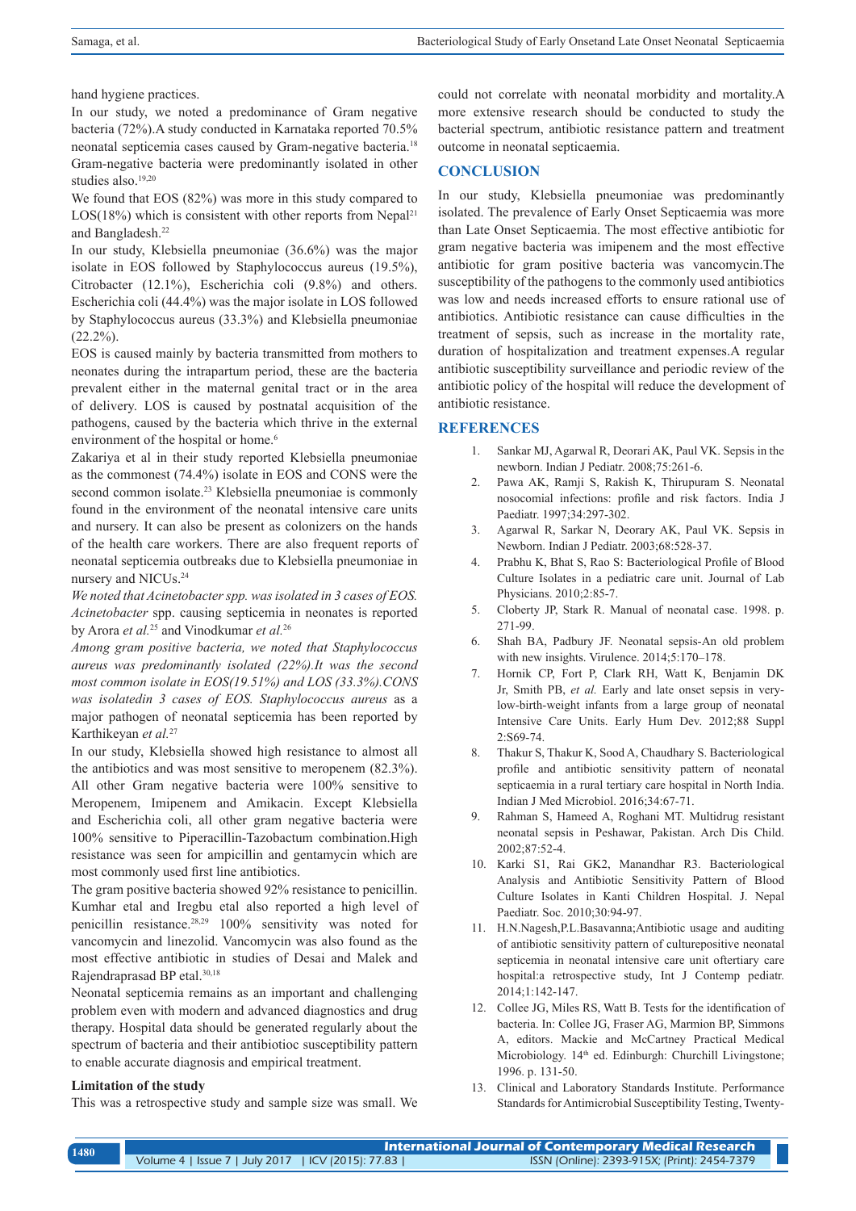hand hygiene practices.

In our study, we noted a predominance of Gram negative bacteria (72%).A study conducted in Karnataka reported 70.5% neonatal septicemia cases caused by Gram-negative bacteria.[18] Gram-negative bacteria were predominantly isolated in other studies also.[19,20]

We found that EOS (82%) was more in this study compared to LOS(18%) which is consistent with other reports from Nepal[21] and Bangladesh.[22]

In our study, Klebsiella pneumoniae (36.6%) was the major isolate in EOS followed by Staphylococcus aureus (19.5%), Citrobacter (12.1%), Escherichia coli (9.8%) and others. Escherichia coli (44.4%) was the major isolate in LOS followed by Staphylococcus aureus (33.3%) and Klebsiella pneumoniae (22.2%).

EOS is caused mainly by bacteria transmitted from mothers to neonates during the intrapartum period, these are the bacteria prevalent either in the maternal genital tract or in the area of delivery. LOS is caused by postnatal acquisition of the pathogens, caused by the bacteria which thrive in the external environment of the hospital or home.[6]

Zakariya et al in their study reported Klebsiella pneumoniae as the commonest (74.4%) isolate in EOS and CONS were the second common isolate.[23] Klebsiella pneumoniae is commonly found in the environment of the neonatal intensive care units and nursery. It can also be present as colonizers on the hands of the health care workers. There are also frequent reports of neonatal septicemia outbreaks due to Klebsiella pneumoniae in nursery and NICUs.[24]

*We noted that Acinetobacter spp. was isolated in 3 cases of EOS. Acinetobacter* spp. causing septicemia in neonates is reported by Arora *et al.*[25] and Vinodkumar *et al.*[26]

*Among gram positive bacteria, we noted that Staphylococcus aureus was predominantly isolated (22%).It was the second most common isolate in EOS(19.51%) and LOS (33.3%).CONS was isolatedin 3 cases of EOS. Staphylococcus aureus* as a major pathogen of neonatal septicemia has been reported by Karthikeyan *et al.*[27]

In our study, Klebsiella showed high resistance to almost all the antibiotics and was most sensitive to meropenem (82.3%). All other Gram negative bacteria were 100% sensitive to Meropenem, Imipenem and Amikacin. Except Klebsiella and Escherichia coli, all other gram negative bacteria were 100% sensitive to Piperacillin-Tazobactum combination.High resistance was seen for ampicillin and gentamycin which are most commonly used first line antibiotics.

The gram positive bacteria showed 92% resistance to penicillin. Kumhar etal and Iregbu etal also reported a high level of penicillin resistance.[28,29] 100% sensitivity was noted for vancomycin and linezolid. Vancomycin was also found as the most effective antibiotic in studies of Desai and Malek and Rajendraprasad BP etal.[30,18]

Neonatal septicemia remains as an important and challenging problem even with modern and advanced diagnostics and drug therapy. Hospital data should be generated regularly about the spectrum of bacteria and their antibiotioc susceptibility pattern to enable accurate diagnosis and empirical treatment.

**Limitation of the study**

This was a retrospective study and sample size was small. We could not correlate with neonatal morbidity and mortality.A more extensive research should be conducted to study the bacterial spectrum, antibiotic resistance pattern and treatment outcome in neonatal septicaemia.

## CONCLUSION

In our study, Klebsiella pneumoniae was predominantly isolated. The prevalence of Early Onset Septicaemia was more than Late Onset Septicaemia. The most effective antibiotic for gram negative bacteria was imipenem and the most effective antibiotic for gram positive bacteria was vancomycin.The susceptibility of the pathogens to the commonly used antibiotics was low and needs increased efforts to ensure rational use of antibiotics. Antibiotic resistance can cause difficulties in the treatment of sepsis, such as increase in the mortality rate, duration of hospitalization and treatment expenses.A regular antibiotic susceptibility surveillance and periodic review of the antibiotic policy of the hospital will reduce the development of antibiotic resistance.

## REFERENCES

1. Sankar MJ, Agarwal R, Deorari AK, Paul VK. Sepsis in the newborn. Indian J Pediatr. 2008;75:261-6.
2. Pawa AK, Ramji S, Rakish K, Thirupuram S. Neonatal nosocomial infections: profile and risk factors. India J Paediatr. 1997;34:297-302.
3. Agarwal R, Sarkar N, Deorary AK, Paul VK. Sepsis in Newborn. Indian J Pediatr. 2003;68:528-37.
4. Prabhu K, Bhat S, Rao S: Bacteriological Profile of Blood Culture Isolates in a pediatric care unit. Journal of Lab Physicians. 2010;2:85-7.
5. Cloberty JP, Stark R. Manual of neonatal case. 1998. p. 271-99.
6. Shah BA, Padbury JF. Neonatal sepsis-An old problem with new insights. Virulence. 2014;5:170–178.
7. Hornik CP, Fort P, Clark RH, Watt K, Benjamin DK Jr, Smith PB, *et al.* Early and late onset sepsis in very-low-birth-weight infants from a large group of neonatal Intensive Care Units. Early Hum Dev. 2012;88 Suppl 2:S69-74.
8. Thakur S, Thakur K, Sood A, Chaudhary S. Bacteriological profile and antibiotic sensitivity pattern of neonatal septicaemia in a rural tertiary care hospital in North India. Indian J Med Microbiol. 2016;34:67-71.
9. Rahman S, Hameed A, Roghani MT. Multidrug resistant neonatal sepsis in Peshawar, Pakistan. Arch Dis Child. 2002;87:52-4.
10. Karki S1, Rai GK2, Manandhar R3. Bacteriological Analysis and Antibiotic Sensitivity Pattern of Blood Culture Isolates in Kanti Children Hospital. J. Nepal Paediatr. Soc. 2010;30:94-97.
11. H.N.Nagesh,P.L.Basavanna;Antibiotic usage and auditing of antibiotic sensitivity pattern of culturepositive neonatal septicemia in neonatal intensive care unit oftertiary care hospital:a retrospective study, Int J Contemp pediatr. 2014;1:142-147.
12. Collee JG, Miles RS, Watt B. Tests for the identification of bacteria. In: Collee JG, Fraser AG, Marmion BP, Simmons A, editors. Mackie and McCartney Practical Medical Microbiology. 14th ed. Edinburgh: Churchill Livingstone; 1996. p. 131-50.
13. Clinical and Laboratory Standards Institute. Performance Standards for Antimicrobial Susceptibility Testing, Twenty-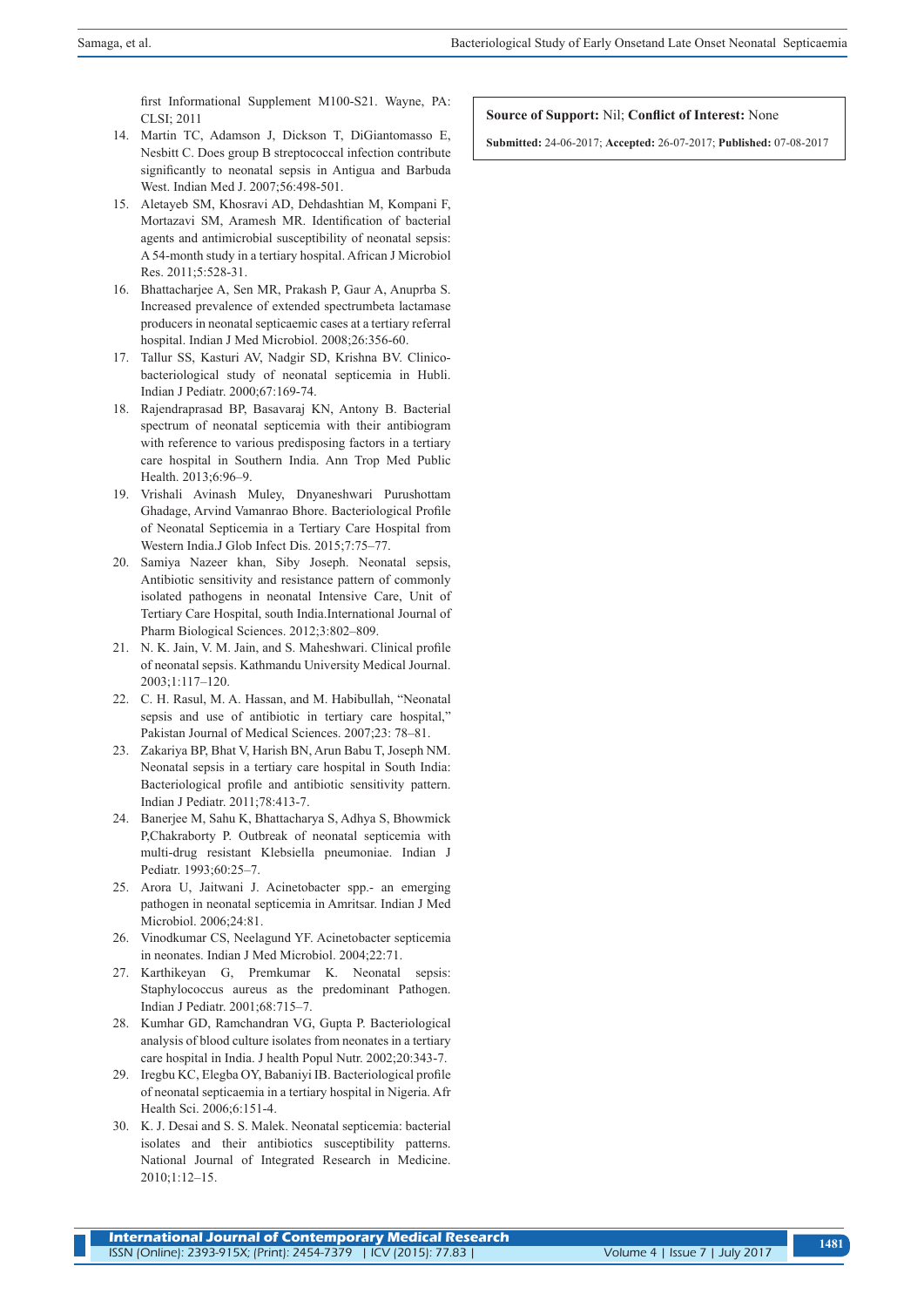first Informational Supplement M100-S21. Wayne, PA: CLSI; 2011

14. Martin TC, Adamson J, Dickson T, DiGiantomasso E, Nesbitt C. Does group B streptococcal infection contribute significantly to neonatal sepsis in Antigua and Barbuda West. Indian Med J. 2007;56:498-501.
15. Aletayeb SM, Khosravi AD, Dehdashtian M, Kompani F, Mortazavi SM, Aramesh MR. Identification of bacterial agents and antimicrobial susceptibility of neonatal sepsis: A 54-month study in a tertiary hospital. African J Microbiol Res. 2011;5:528-31.
16. Bhattacharjee A, Sen MR, Prakash P, Gaur A, Anuprba S. Increased prevalence of extended spectrumbeta lactamase producers in neonatal septicaemic cases at a tertiary referral hospital. Indian J Med Microbiol. 2008;26:356-60.
17. Tallur SS, Kasturi AV, Nadgir SD, Krishna BV. Clinico-bacteriological study of neonatal septicemia in Hubli. Indian J Pediatr. 2000;67:169-74.
18. Rajendraprasad BP, Basavaraj KN, Antony B. Bacterial spectrum of neonatal septicemia with their antibiogram with reference to various predisposing factors in a tertiary care hospital in Southern India. Ann Trop Med Public Health. 2013;6:96–9.
19. Vrishali Avinash Muley, Dnyaneshwari Purushottam Ghadage, Arvind Vamanrao Bhore. Bacteriological Profile of Neonatal Septicemia in a Tertiary Care Hospital from Western India.J Glob Infect Dis. 2015;7:75–77.
20. Samiya Nazeer khan, Siby Joseph. Neonatal sepsis, Antibiotic sensitivity and resistance pattern of commonly isolated pathogens in neonatal Intensive Care, Unit of Tertiary Care Hospital, south India.International Journal of Pharm Biological Sciences. 2012;3:802–809.
21. N. K. Jain, V. M. Jain, and S. Maheshwari. Clinical profile of neonatal sepsis. Kathmandu University Medical Journal. 2003;1:117–120.
22. C. H. Rasul, M. A. Hassan, and M. Habibullah, "Neonatal sepsis and use of antibiotic in tertiary care hospital," Pakistan Journal of Medical Sciences. 2007;23: 78–81.
23. Zakariya BP, Bhat V, Harish BN, Arun Babu T, Joseph NM. Neonatal sepsis in a tertiary care hospital in South India: Bacteriological profile and antibiotic sensitivity pattern. Indian J Pediatr. 2011;78:413-7.
24. Banerjee M, Sahu K, Bhattacharya S, Adhya S, Bhowmick P,Chakraborty P. Outbreak of neonatal septicemia with multi-drug resistant Klebsiella pneumoniae. Indian J Pediatr. 1993;60:25–7.
25. Arora U, Jaitwani J. Acinetobacter spp.- an emerging pathogen in neonatal septicemia in Amritsar. Indian J Med Microbiol. 2006;24:81.
26. Vinodkumar CS, Neelagund YF. Acinetobacter septicemia in neonates. Indian J Med Microbiol. 2004;22:71.
27. Karthikeyan G, Premkumar K. Neonatal sepsis: Staphylococcus aureus as the predominant Pathogen. Indian J Pediatr. 2001;68:715–7.
28. Kumhar GD, Ramchandran VG, Gupta P. Bacteriological analysis of blood culture isolates from neonates in a tertiary care hospital in India. J health Popul Nutr. 2002;20:343-7.
29. Iregbu KC, Elegba OY, Babaniyi IB. Bacteriological profile of neonatal septicaemia in a tertiary hospital in Nigeria. Afr Health Sci. 2006;6:151-4.
30. K. J. Desai and S. S. Malek. Neonatal septicemia: bacterial isolates and their antibiotics susceptibility patterns. National Journal of Integrated Research in Medicine. 2010;1:12–15.

**Source of Support:** Nil; **Conflict of Interest:** None

**Submitted:** 24-06-2017; **Accepted:** 26-07-2017; **Published:** 07-08-2017